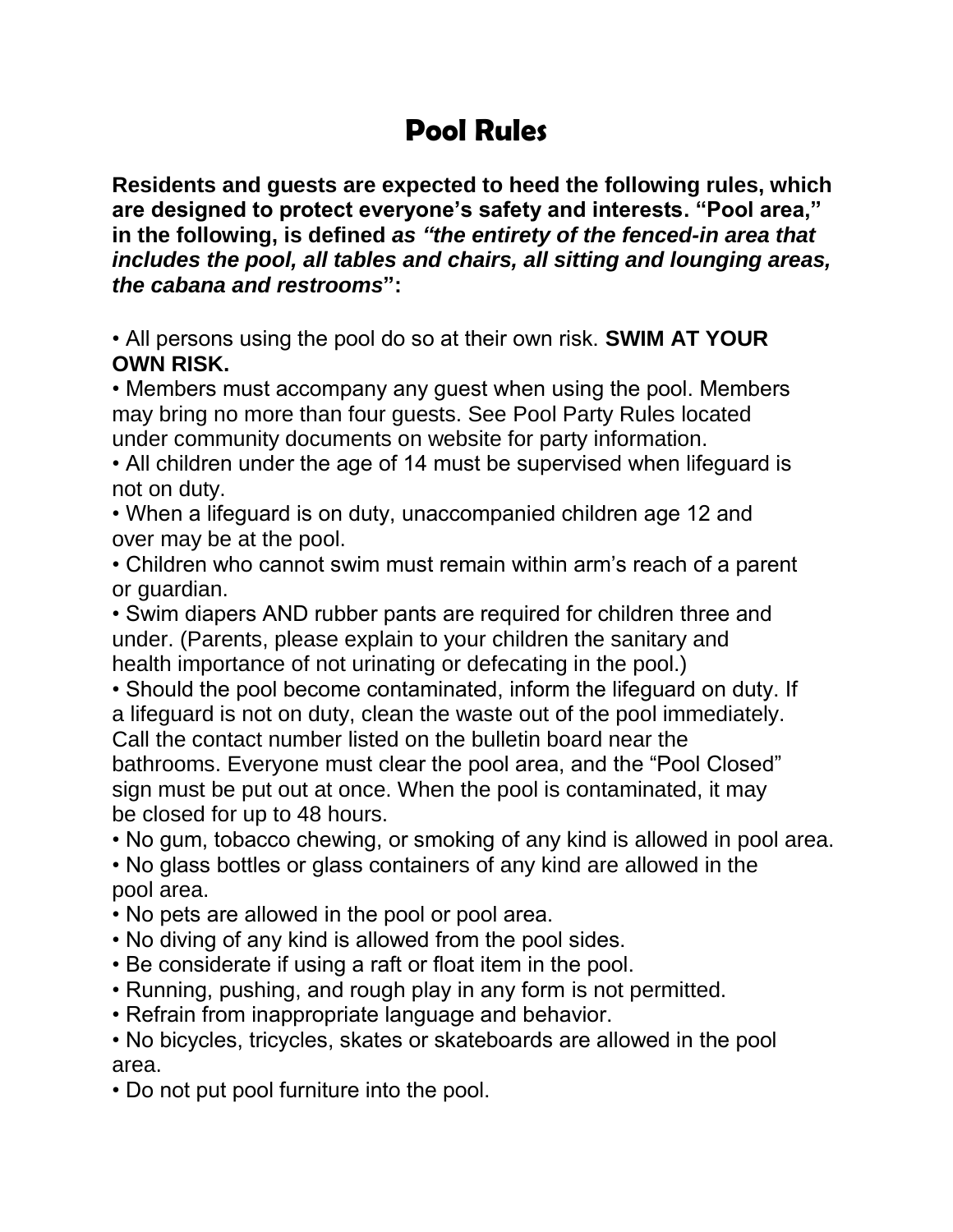# Pool Rules

**Residents and guests are expected to heed the following rules, which are designed to protect everyone's safety and interests. "Pool area," in the following, is defined *as "the entirety of the fenced-in area that includes the pool, all tables and chairs, all sitting and lounging areas, the cabana and restrooms*":**

- All persons using the pool do so at their own risk. **SWIM AT YOUR OWN RISK.**
- Members must accompany any guest when using the pool. Members may bring no more than four guests. See Pool Party Rules located under community documents on website for party information.
- All children under the age of 14 must be supervised when lifeguard is not on duty.
- When a lifeguard is on duty, unaccompanied children age 12 and over may be at the pool.
- Children who cannot swim must remain within arm's reach of a parent or guardian.
- Swim diapers AND rubber pants are required for children three and under. (Parents, please explain to your children the sanitary and health importance of not urinating or defecating in the pool.)
- Should the pool become contaminated, inform the lifeguard on duty. If a lifeguard is not on duty, clean the waste out of the pool immediately. Call the contact number listed on the bulletin board near the bathrooms. Everyone must clear the pool area, and the "Pool Closed" sign must be put out at once. When the pool is contaminated, it may be closed for up to 48 hours.
- No gum, tobacco chewing, or smoking of any kind is allowed in pool area.
- No glass bottles or glass containers of any kind are allowed in the pool area.
- No pets are allowed in the pool or pool area.
- No diving of any kind is allowed from the pool sides.
- Be considerate if using a raft or float item in the pool.
- Running, pushing, and rough play in any form is not permitted.
- Refrain from inappropriate language and behavior.
- No bicycles, tricycles, skates or skateboards are allowed in the pool area.
- Do not put pool furniture into the pool.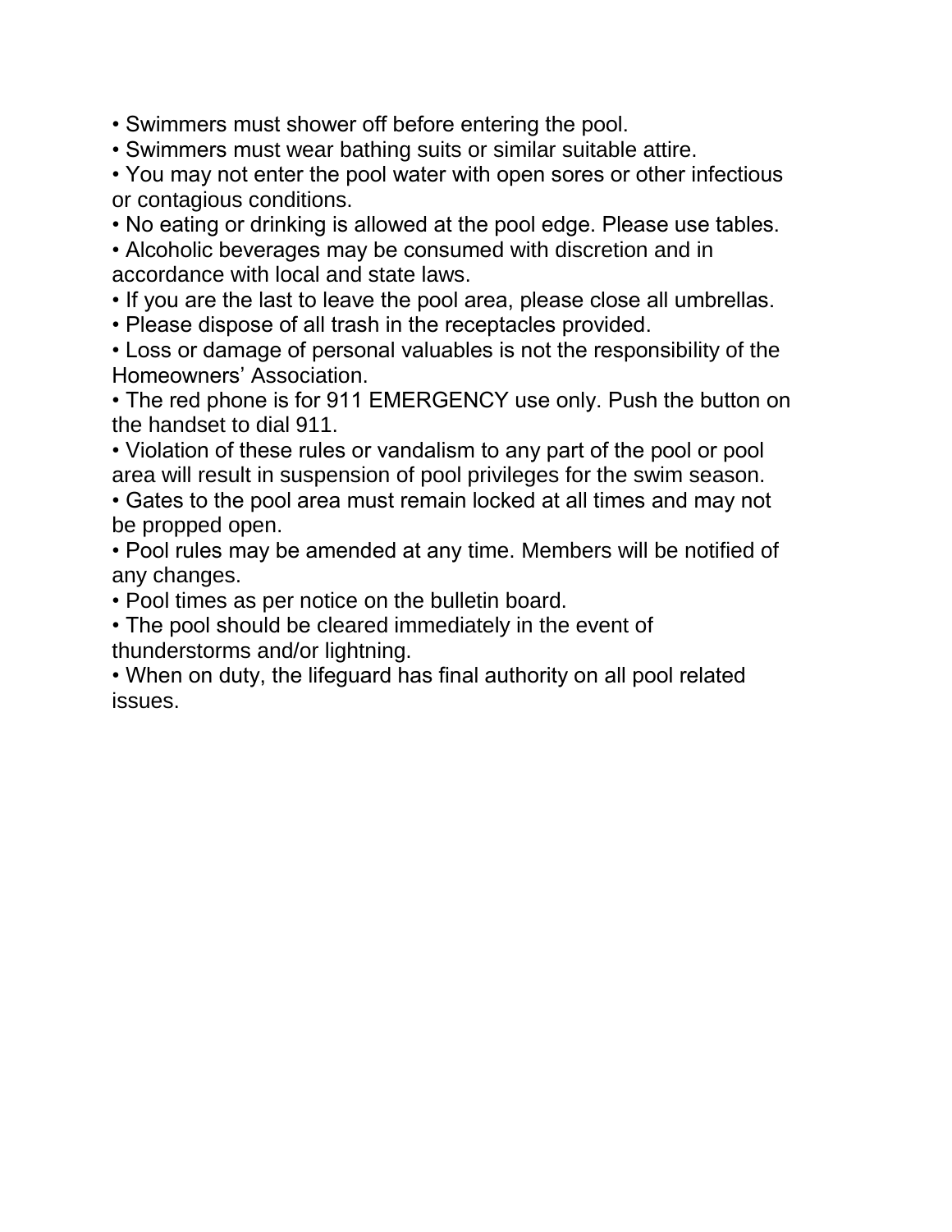- Swimmers must shower off before entering the pool.
- Swimmers must wear bathing suits or similar suitable attire.
- You may not enter the pool water with open sores or other infectious or contagious conditions.
- No eating or drinking is allowed at the pool edge. Please use tables.
- Alcoholic beverages may be consumed with discretion and in accordance with local and state laws.
- If you are the last to leave the pool area, please close all umbrellas.
- Please dispose of all trash in the receptacles provided.
- Loss or damage of personal valuables is not the responsibility of the Homeowners' Association.
- The red phone is for 911 EMERGENCY use only. Push the button on the handset to dial 911.
- Violation of these rules or vandalism to any part of the pool or pool area will result in suspension of pool privileges for the swim season.
- Gates to the pool area must remain locked at all times and may not be propped open.
- Pool rules may be amended at any time. Members will be notified of any changes.
- Pool times as per notice on the bulletin board.
- The pool should be cleared immediately in the event of thunderstorms and/or lightning.
- When on duty, the lifeguard has final authority on all pool related issues.